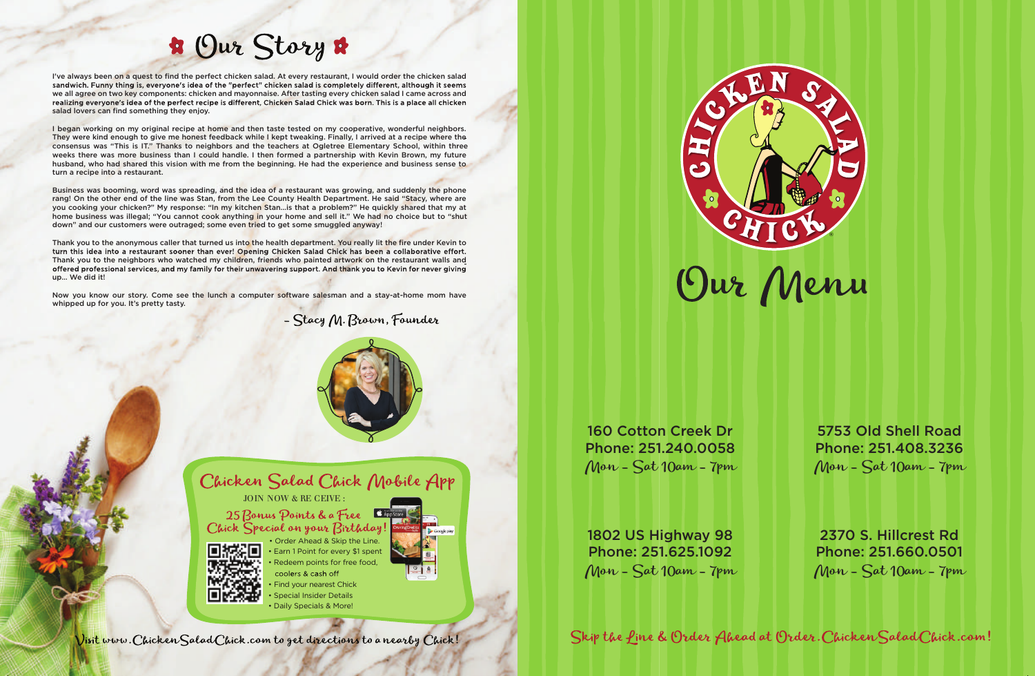# Our Story

I've always been on a quest to find the perfect chicken salad. At every restaurant, I would order the chicken salad sandwich. Funny thing is, everyone's idea of the "perfect" chicken salad is completely different, although it seems we all agree on two key components: chicken and mayonnaise. After tasting every chicken salad I came across and realizing everyone's idea of the perfect recipe is different, Chicken Salad Chick was born. This is a place all chicken salad lovers can find something they enjoy.

I began working on my original recipe at home and then taste tested on my cooperative, wonderful neighbors. They were kind enough to give me honest feedback while I kept tweaking. Finally, I arrived at a recipe where the consensus was "This is IT." Thanks to neighbors and the teachers at Ogletree Elementary School, within three weeks there was more business than I could handle. I then formed a partnership with Kevin Brown, my future husband, who had shared this vision with me from the beginning. He had the experience and business sense to turn a recipe into a restaurant.

Business was booming, word was spreading, and the idea of a restaurant was growing, and suddenly the phone rang! On the other end of the line was Stan, from the Lee County Health Department. He said "Stacy, where are you cooking your chicken?" My response: "In my kitchen Stan...is that a problem?" He quickly shared that my at home business was illegal; "You cannot cook anything in your home and sell it." We had no choice but to "shut down" and our customers were outraged; some even tried to get some smuggled anyway!

Thank you to the anonymous caller that turned us into the health department. You really lit the fire under Kevin to turn this idea into a restaurant sooner than ever! Opening Chicken Salad Chick has been a collaborative effort. Thank you to the neighbors who watched my children, friends who painted artwork on the restaurant walls and offered professional services, and my family for their unwavering support. And thank you to Kevin for never giving up... We did it!

Now you know our story. Come see the lunch a computer software salesman and a stay-at-home mom have whipped up for you. It's pretty tasty.

*- Stacy M. Brown, Founder*

## Chicken Salad Chick Mobile App

JOIN NOW & RECEIVE:

**25 Bonus Points & a Free Chick Special on your Birthday!**

- Order Ahead & Skip the Line.
- Earn 1 Point for every $1 spent
- Redeem points for free food, coolers & cash off
- Find your nearest Chick
- Special Insider Details
- Daily Specials & More!

Visit www.ChickenSaladChick.com to get directions to a nearby Chick!

# Chicken Salad Chick

# Our Menu

160 Cotton Creek Dr
Phone: 251.240.0058
Mon - Sat 10am - 7pm

5753 Old Shell Road
Phone: 251.408.3236
Mon - Sat 10am - 7pm

1802 US Highway 98
Phone: 251.625.1092
Mon - Sat 10am - 7pm

2370 S. Hillcrest Rd
Phone: 251.660.0501
Mon - Sat 10am - 7pm

Skip the Line & Order Ahead at Order.ChickenSaladChick.com!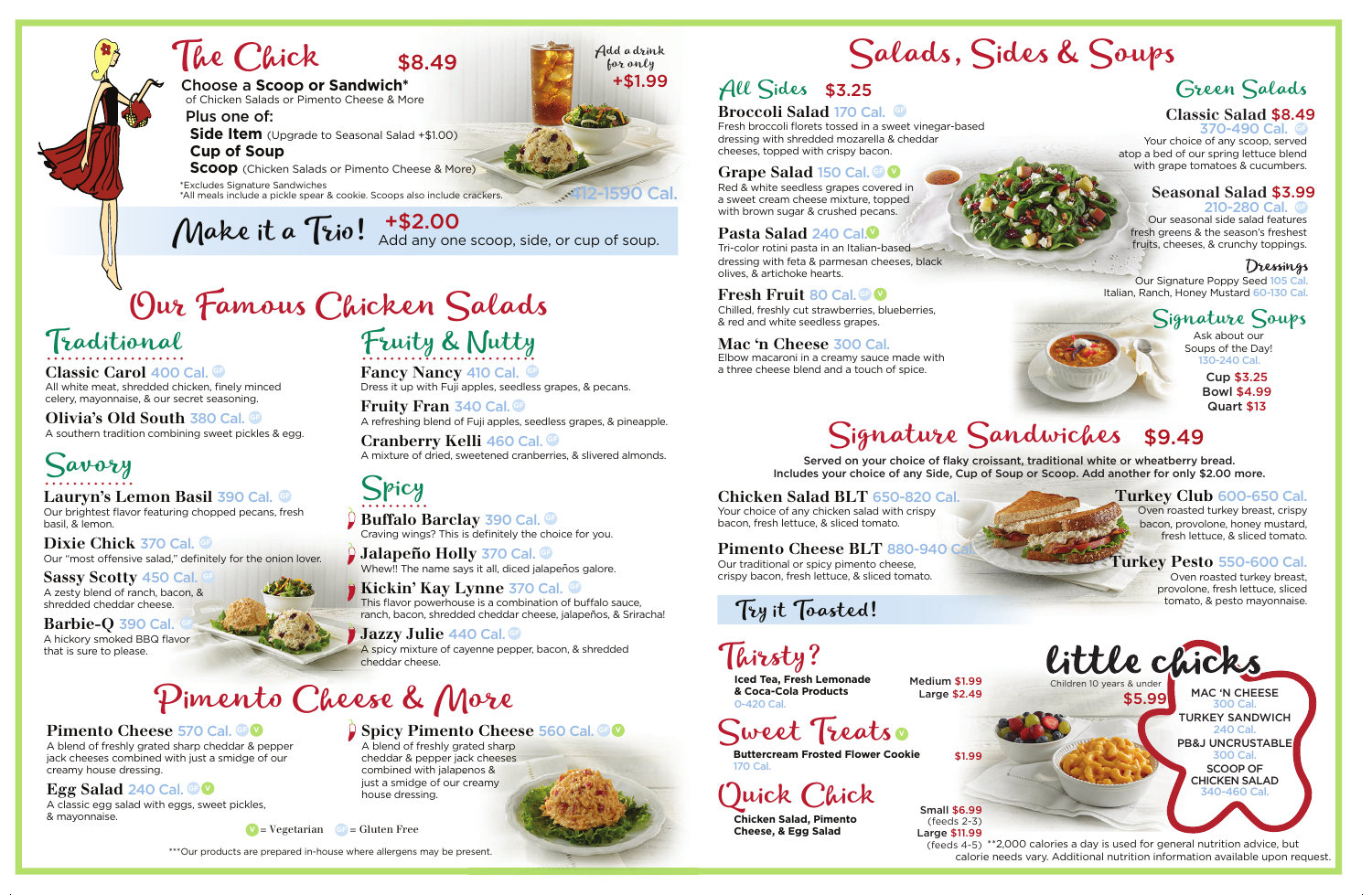# The Chick $8.49

**Choose a Scoop or Sandwich***
of Chicken Salads or Pimento Cheese & More

**Plus one of:**

- **Side Item** (Upgrade to Seasonal Salad +$1.00)
- **Cup of Soup**
- **Scoop** (Chicken Salads or Pimento Cheese & More)

*Excludes Signature Sandwiches
*All meals include a pickle spear & cookie. Scoops also include crackers.

412-1590 Cal.

Add a drink for only **+$1.99**

## Make it a Trio! +$2.00

Add any one scoop, side, or cup of soup.

# Our Famous Chicken Salads

## Traditional

**Classic Carol** 400 Cal. GF
All white meat, shredded chicken, finely minced celery, mayonnaise, & our secret seasoning.

**Olivia's Old South** 380 Cal. GF
A southern tradition combining sweet pickles & egg.

## Savory

**Lauryn's Lemon Basil** 390 Cal. GF
Our brightest flavor featuring chopped pecans, fresh basil, & lemon.

**Dixie Chick** 370 Cal. GF
Our "most offensive salad," definitely for the onion lover.

**Sassy Scotty** 450 Cal. GF
A zesty blend of ranch, bacon, & shredded cheddar cheese.

**Barbie-Q** 390 Cal. GF
A hickory smoked BBQ flavor that is sure to please.

## Fruity & Nutty

**Fancy Nancy** 410 Cal. GF
Dress it up with Fuji apples, seedless grapes, & pecans.

**Fruity Fran** 340 Cal. GF
A refreshing blend of Fuji apples, seedless grapes, & pineapple.

**Cranberry Kelli** 460 Cal. GF
A mixture of dried, sweetened cranberries, & slivered almonds.

## Spicy

**Buffalo Barclay** 390 Cal. GF
Craving wings? This is definitely the choice for you.

**Jalapeño Holly** 370 Cal. GF
Whew!! The name says it all, diced jalapeños galore.

**Kickin' Kay Lynne** 370 Cal. GF
This flavor powerhouse is a combination of buffalo sauce, ranch, bacon, shredded cheddar cheese, jalapeños, & Sriracha!

**Jazzy Julie** 440 Cal. GF
A spicy mixture of cayenne pepper, bacon, & shredded cheddar cheese.

# Pimento Cheese & More

**Pimento Cheese** 570 Cal. GF V
A blend of freshly grated sharp cheddar & pepper jack cheeses combined with just a smidge of our creamy house dressing.

**Egg Salad** 240 Cal. GF V
A classic egg salad with eggs, sweet pickles, & mayonnaise.

**Spicy Pimento Cheese** 560 Cal. GF V
A blend of freshly grated sharp cheddar & pepper jack cheeses combined with jalapenos & just a smidge of our creamy house dressing.

V = Vegetarian   GF = Gluten Free

***Our products are prepared in-house where allergens may be present.

# Salads, Sides & Soups

## All Sides $3.25

**Broccoli Salad** 170 Cal. GF
Fresh broccoli florets tossed in a sweet vinegar-based dressing with shredded mozarella & cheddar cheeses, topped with crispy bacon.

**Grape Salad** 150 Cal. GF V
Red & white seedless grapes covered in a sweet cream cheese mixture, topped with brown sugar & crushed pecans.

**Pasta Salad** 240 Cal. V
Tri-color rotini pasta in an Italian-based dressing with feta & parmesan cheeses, black olives, & artichoke hearts.

**Fresh Fruit** 80 Cal. GF V
Chilled, freshly cut strawberries, blueberries, & red and white seedless grapes.

**Mac 'n Cheese** 300 Cal.
Elbow macaroni in a creamy sauce made with a three cheese blend and a touch of spice.

## Green Salads

**Classic Salad $8.49**
370-490 Cal. GF
Your choice of any scoop, served atop a bed of our spring lettuce blend with grape tomatoes & cucumbers.

**Seasonal Salad $3.99**
210-280 Cal. GF
Our seasonal side salad features fresh greens & the season's freshest fruits, cheeses, & crunchy toppings.

### Dressings

Our Signature Poppy Seed 105 Cal.
Italian, Ranch, Honey Mustard 60-130 Cal.

## Signature Soups

Ask about our Soups of the Day!
130-240 Cal.

- Cup $3.25
- Bowl $4.99
- Quart $13

# Signature Sandwiches $9.49

Served on your choice of flaky croissant, traditional white or wheatberry bread.
Includes your choice of any Side, Cup of Soup or Scoop. Add another for only $2.00 more.

**Chicken Salad BLT** 650-820 Cal.
Your choice of any chicken salad with crispy bacon, fresh lettuce, & sliced tomato.

**Pimento Cheese BLT** 880-940 Cal.
Our traditional or spicy pimento cheese, crispy bacon, fresh lettuce, & sliced tomato.

**Turkey Club** 600-650 Cal.
Oven roasted turkey breast, crispy bacon, provolone, honey mustard, fresh lettuce, & sliced tomato.

**Turkey Pesto** 550-600 Cal.
Oven roasted turkey breast, provolone, fresh lettuce, sliced tomato, & pesto mayonnaise.

## Try it Toasted!

## Thirsty?

**Iced Tea, Fresh Lemonade & Coca-Cola Products**
0-420 Cal.

Medium $1.99
Large $2.49

## Sweet Treats V

**Buttercream Frosted Flower Cookie** $1.99
170 Cal.

## Quick Chick

**Chicken Salad, Pimento Cheese, & Egg Salad**

Small $6.99 (feeds 2-3)
Large $11.99 (feeds 4-5)

## little chicks

Children 10 years & under

$5.99

- MAC 'N CHEESE 300 Cal.
- TURKEY SANDWICH 240 Cal.
- PB&J UNCRUSTABLE 300 Cal.
- SCOOP OF CHICKEN SALAD 340-460 Cal.

**2,000 calories a day is used for general nutrition advice, but calorie needs vary. Additional nutrition information available upon request.